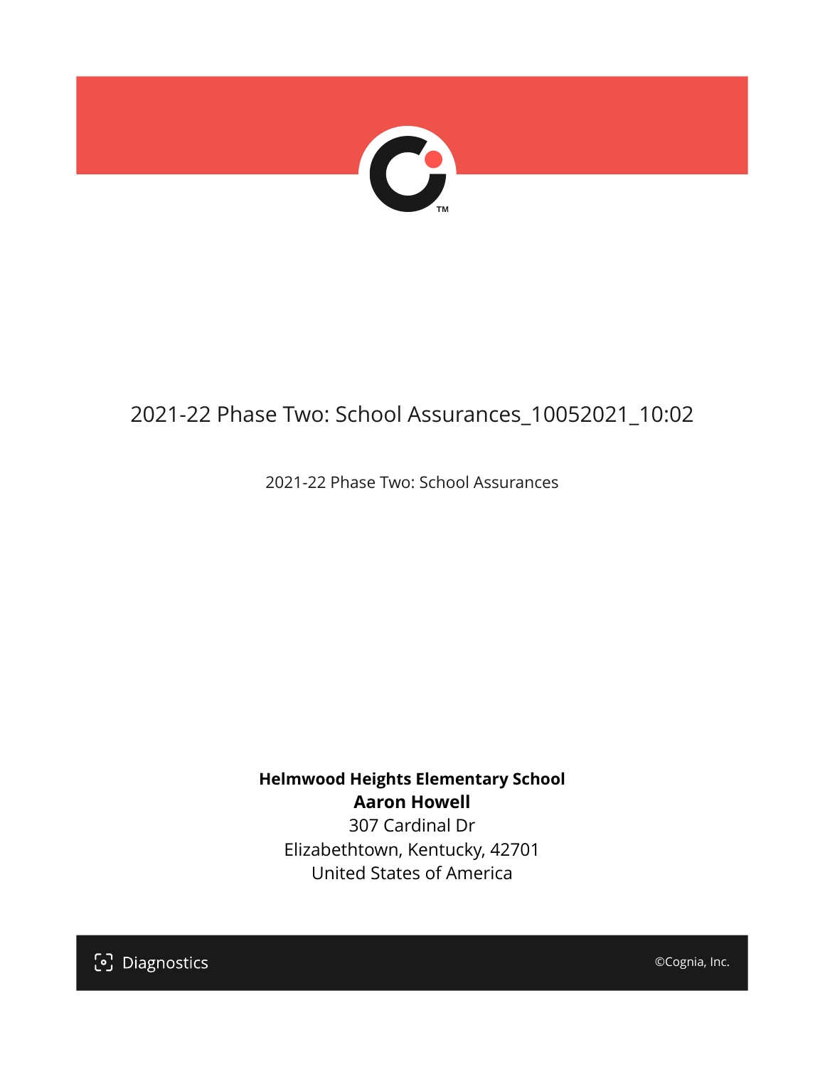# 2021-22 Phase Two: School Assurances_10052021_10:02

2021-22 Phase Two: School Assurances

**Helmwood Heights Elementary School**
**Aaron Howell**
307 Cardinal Dr
Elizabethtown, Kentucky, 42701
United States of America

Diagnostics

©Cognia, Inc.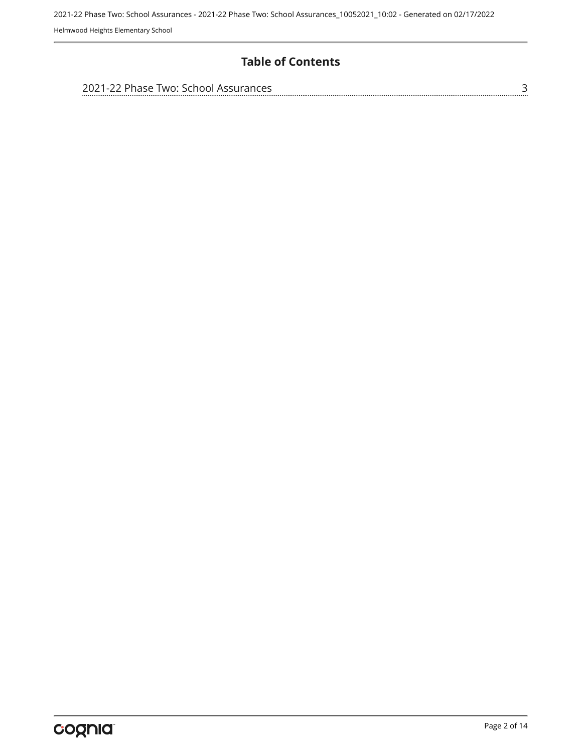# Table of Contents

2021-22 Phase Two: School Assurances ........................................ 3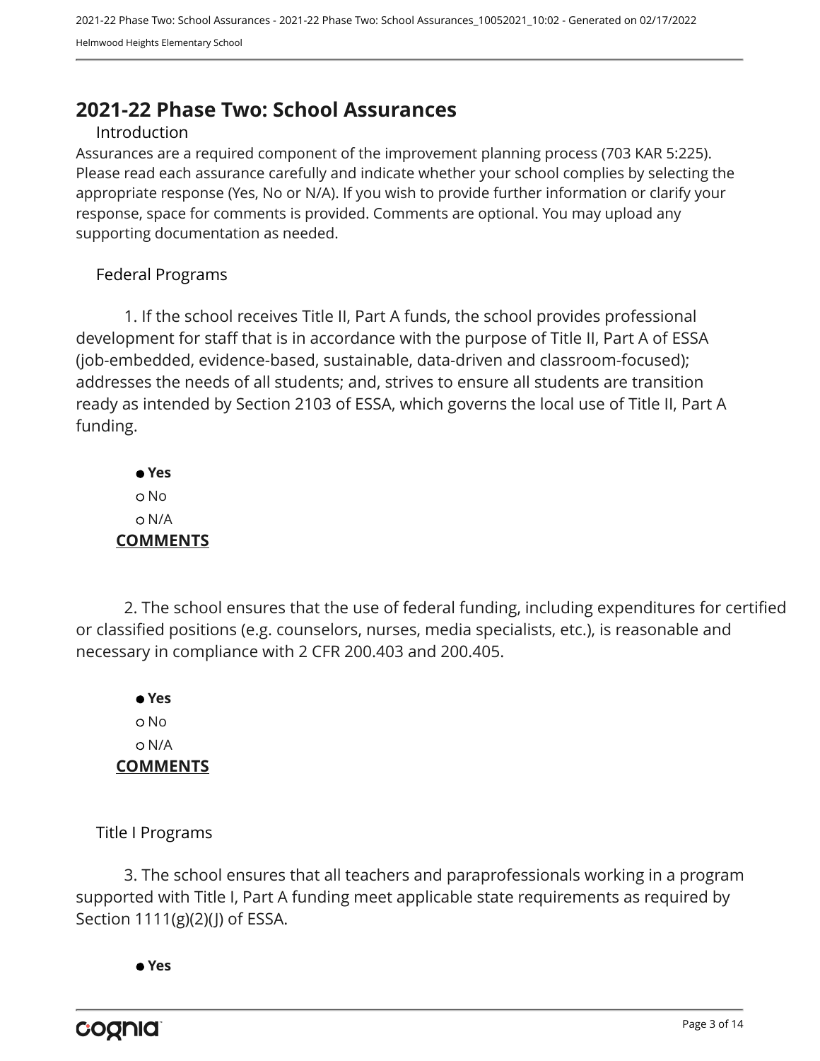# 2021-22 Phase Two: School Assurances

## Introduction

Assurances are a required component of the improvement planning process (703 KAR 5:225). Please read each assurance carefully and indicate whether your school complies by selecting the appropriate response (Yes, No or N/A). If you wish to provide further information or clarify your response, space for comments is provided. Comments are optional. You may upload any supporting documentation as needed.

## Federal Programs

1. If the school receives Title II, Part A funds, the school provides professional development for staff that is in accordance with the purpose of Title II, Part A of ESSA (job-embedded, evidence-based, sustainable, data-driven and classroom-focused); addresses the needs of all students; and, strives to ensure all students are transition ready as intended by Section 2103 of ESSA, which governs the local use of Title II, Part A funding.

- ● **Yes**
- ○ No
- ○ N/A

**COMMENTS**

2. The school ensures that the use of federal funding, including expenditures for certified or classified positions (e.g. counselors, nurses, media specialists, etc.), is reasonable and necessary in compliance with 2 CFR 200.403 and 200.405.

- ● **Yes**
- ○ No
- ○ N/A

**COMMENTS**

## Title I Programs

3. The school ensures that all teachers and paraprofessionals working in a program supported with Title I, Part A funding meet applicable state requirements as required by Section 1111(g)(2)(J) of ESSA.

- ● **Yes**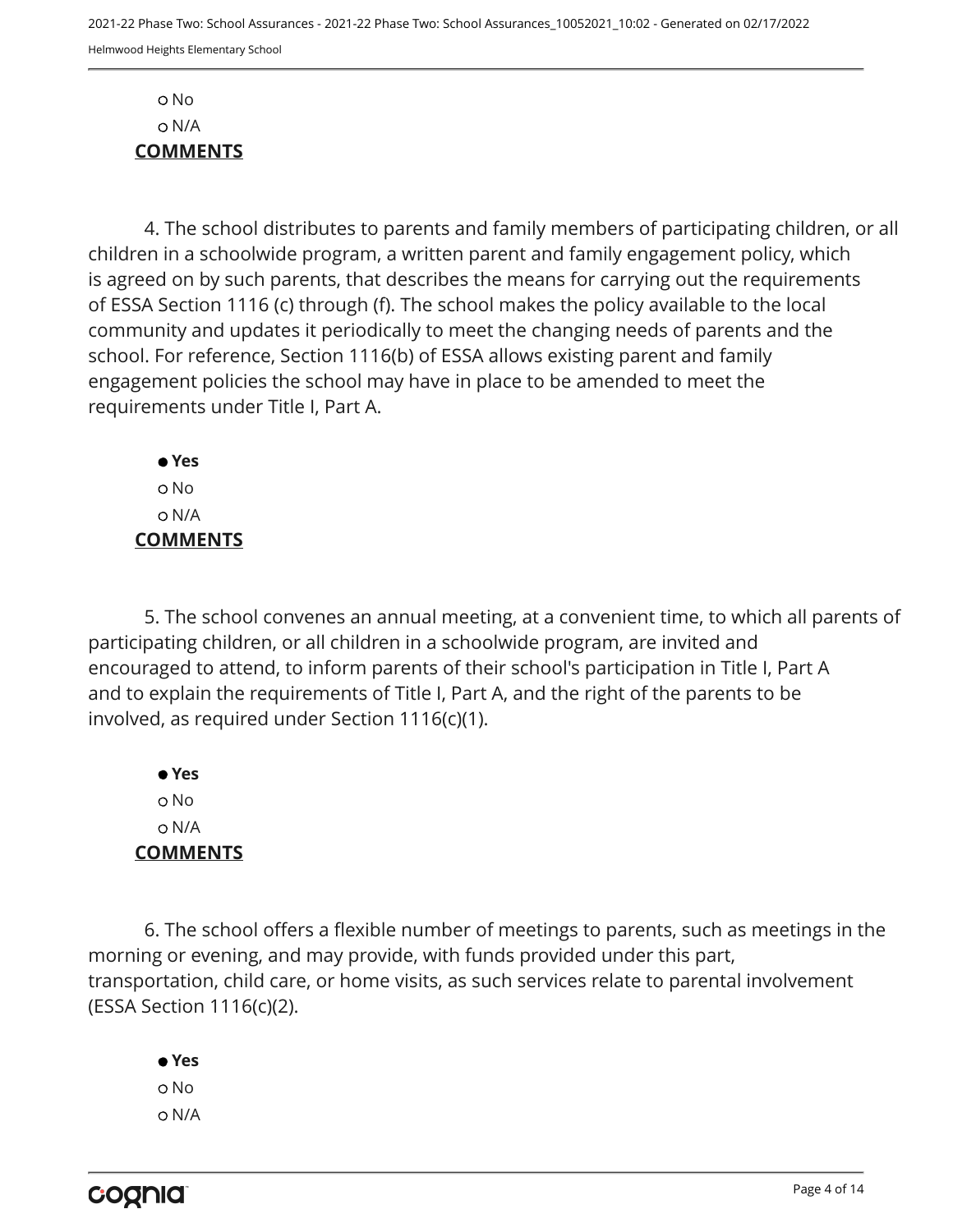○ No

○ N/A

**COMMENTS**

4. The school distributes to parents and family members of participating children, or all children in a schoolwide program, a written parent and family engagement policy, which is agreed on by such parents, that describes the means for carrying out the requirements of ESSA Section 1116 (c) through (f). The school makes the policy available to the local community and updates it periodically to meet the changing needs of parents and the school. For reference, Section 1116(b) of ESSA allows existing parent and family engagement policies the school may have in place to be amended to meet the requirements under Title I, Part A.

● **Yes**

○ No

○ N/A

**COMMENTS**

5. The school convenes an annual meeting, at a convenient time, to which all parents of participating children, or all children in a schoolwide program, are invited and encouraged to attend, to inform parents of their school's participation in Title I, Part A and to explain the requirements of Title I, Part A, and the right of the parents to be involved, as required under Section 1116(c)(1).

● **Yes**

○ No

○ N/A

**COMMENTS**

6. The school offers a flexible number of meetings to parents, such as meetings in the morning or evening, and may provide, with funds provided under this part, transportation, child care, or home visits, as such services relate to parental involvement (ESSA Section 1116(c)(2).

● **Yes**

○ No

○ N/A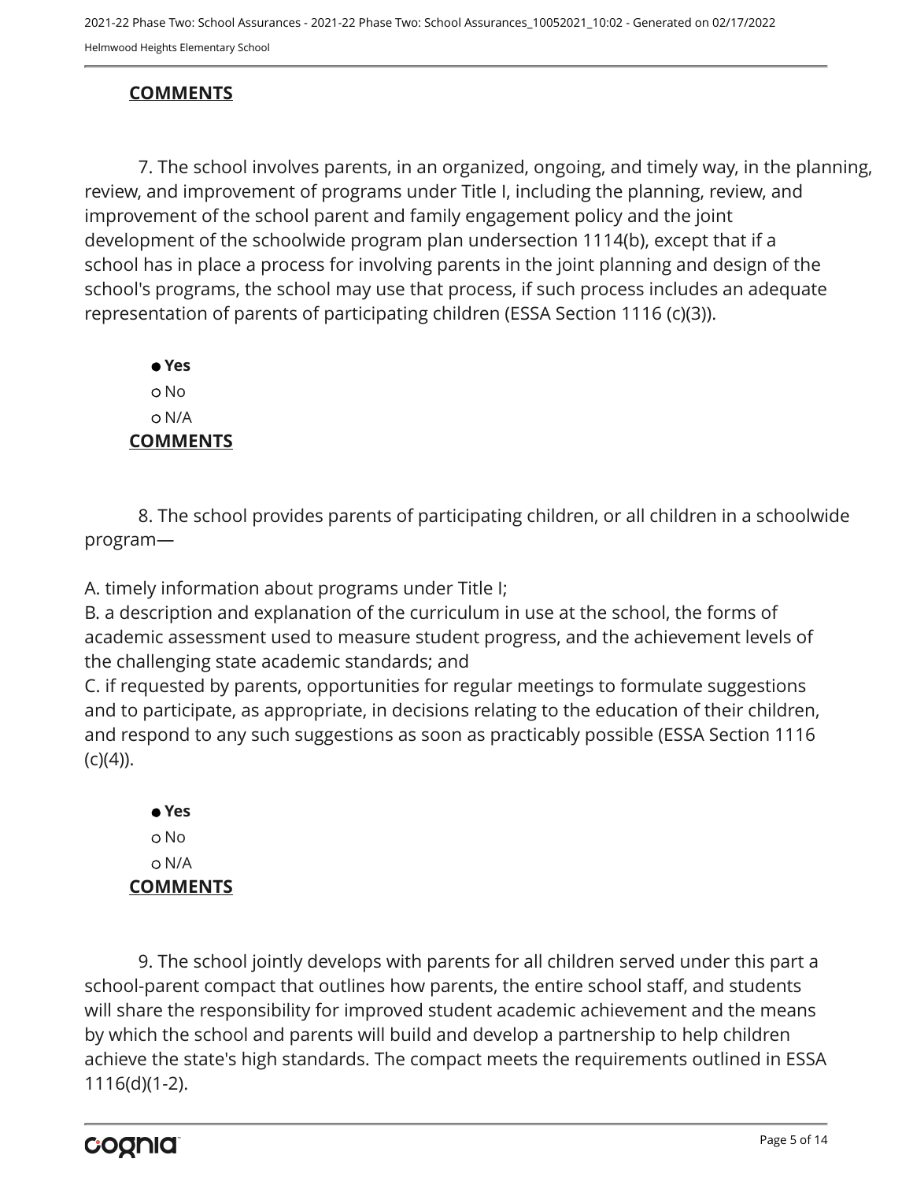**COMMENTS**

7. The school involves parents, in an organized, ongoing, and timely way, in the planning, review, and improvement of programs under Title I, including the planning, review, and improvement of the school parent and family engagement policy and the joint development of the schoolwide program plan undersection 1114(b), except that if a school has in place a process for involving parents in the joint planning and design of the school's programs, the school may use that process, if such process includes an adequate representation of parents of participating children (ESSA Section 1116 (c)(3)).

- ● **Yes**
- ○ No
- ○ N/A

**COMMENTS**

8. The school provides parents of participating children, or all children in a schoolwide program—

A. timely information about programs under Title I;
B. a description and explanation of the curriculum in use at the school, the forms of academic assessment used to measure student progress, and the achievement levels of the challenging state academic standards; and
C. if requested by parents, opportunities for regular meetings to formulate suggestions and to participate, as appropriate, in decisions relating to the education of their children, and respond to any such suggestions as soon as practicably possible (ESSA Section 1116 (c)(4)).

- ● **Yes**
- ○ No
- ○ N/A

**COMMENTS**

9. The school jointly develops with parents for all children served under this part a school-parent compact that outlines how parents, the entire school staff, and students will share the responsibility for improved student academic achievement and the means by which the school and parents will build and develop a partnership to help children achieve the state's high standards. The compact meets the requirements outlined in ESSA 1116(d)(1-2).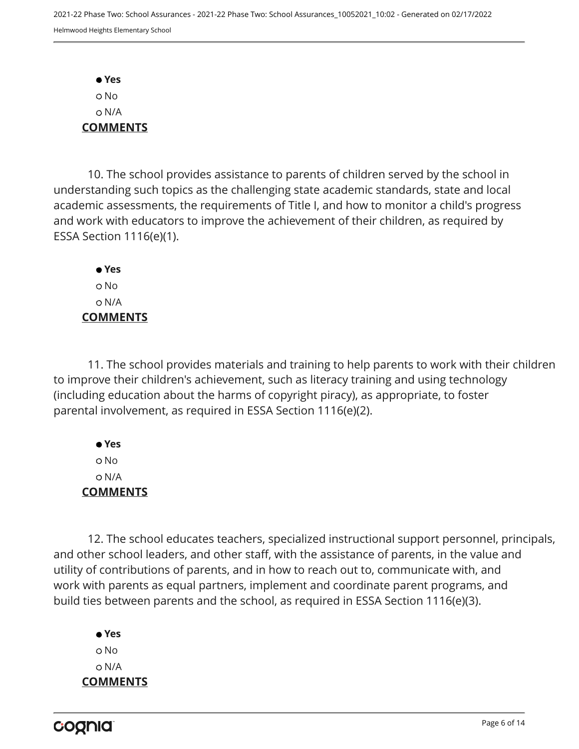● **Yes**
○ No
○ N/A

**COMMENTS**

10. The school provides assistance to parents of children served by the school in understanding such topics as the challenging state academic standards, state and local academic assessments, the requirements of Title I, and how to monitor a child's progress and work with educators to improve the achievement of their children, as required by ESSA Section 1116(e)(1).

● **Yes**
○ No
○ N/A

**COMMENTS**

11. The school provides materials and training to help parents to work with their children to improve their children's achievement, such as literacy training and using technology (including education about the harms of copyright piracy), as appropriate, to foster parental involvement, as required in ESSA Section 1116(e)(2).

● **Yes**
○ No
○ N/A

**COMMENTS**

12. The school educates teachers, specialized instructional support personnel, principals, and other school leaders, and other staff, with the assistance of parents, in the value and utility of contributions of parents, and in how to reach out to, communicate with, and work with parents as equal partners, implement and coordinate parent programs, and build ties between parents and the school, as required in ESSA Section 1116(e)(3).

● **Yes**
○ No
○ N/A

**COMMENTS**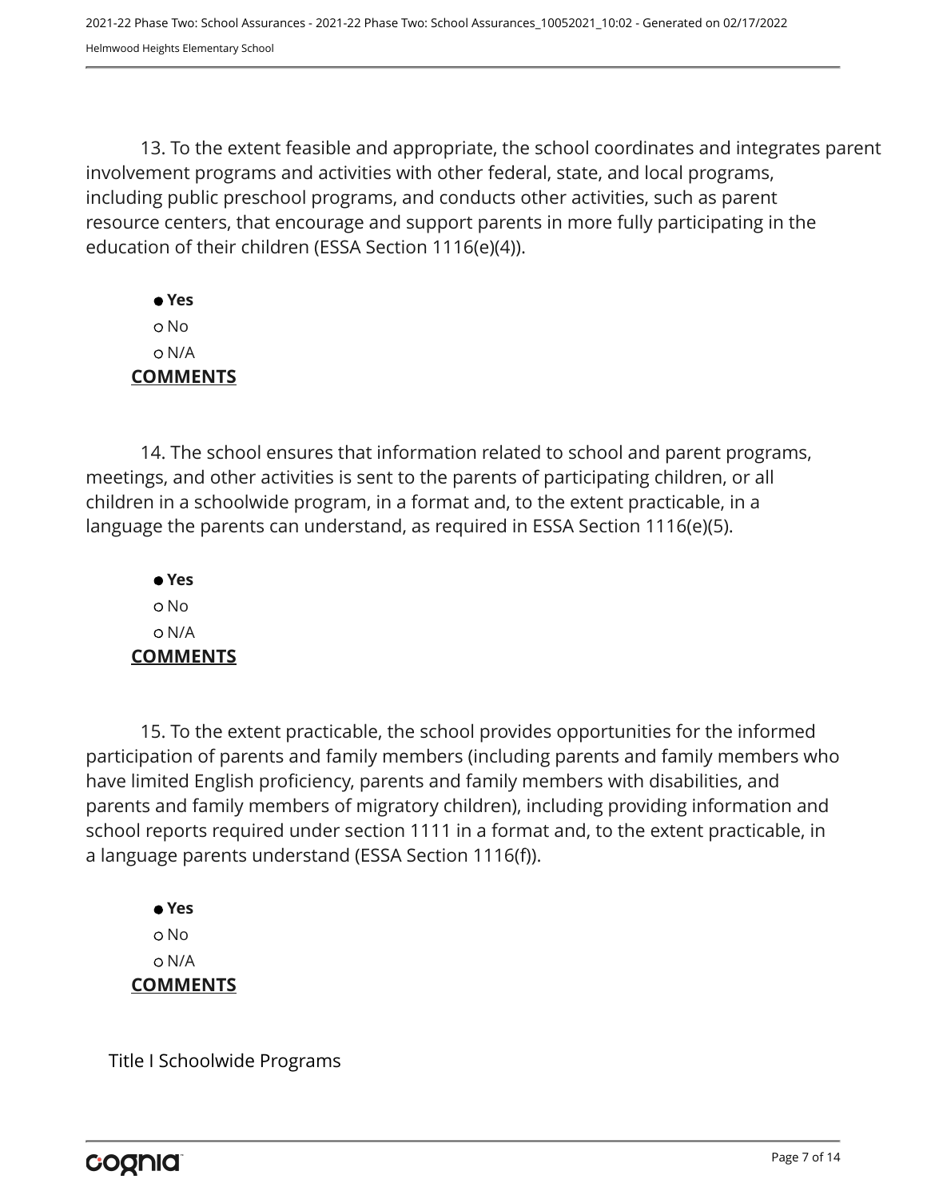13. To the extent feasible and appropriate, the school coordinates and integrates parent involvement programs and activities with other federal, state, and local programs, including public preschool programs, and conducts other activities, such as parent resource centers, that encourage and support parents in more fully participating in the education of their children (ESSA Section 1116(e)(4)).

- **Yes**
- No
- N/A

**COMMENTS**

14. The school ensures that information related to school and parent programs, meetings, and other activities is sent to the parents of participating children, or all children in a schoolwide program, in a format and, to the extent practicable, in a language the parents can understand, as required in ESSA Section 1116(e)(5).

- **Yes**
- No
- N/A

**COMMENTS**

15. To the extent practicable, the school provides opportunities for the informed participation of parents and family members (including parents and family members who have limited English proficiency, parents and family members with disabilities, and parents and family members of migratory children), including providing information and school reports required under section 1111 in a format and, to the extent practicable, in a language parents understand (ESSA Section 1116(f)).

- **Yes**
- No
- N/A

**COMMENTS**

Title I Schoolwide Programs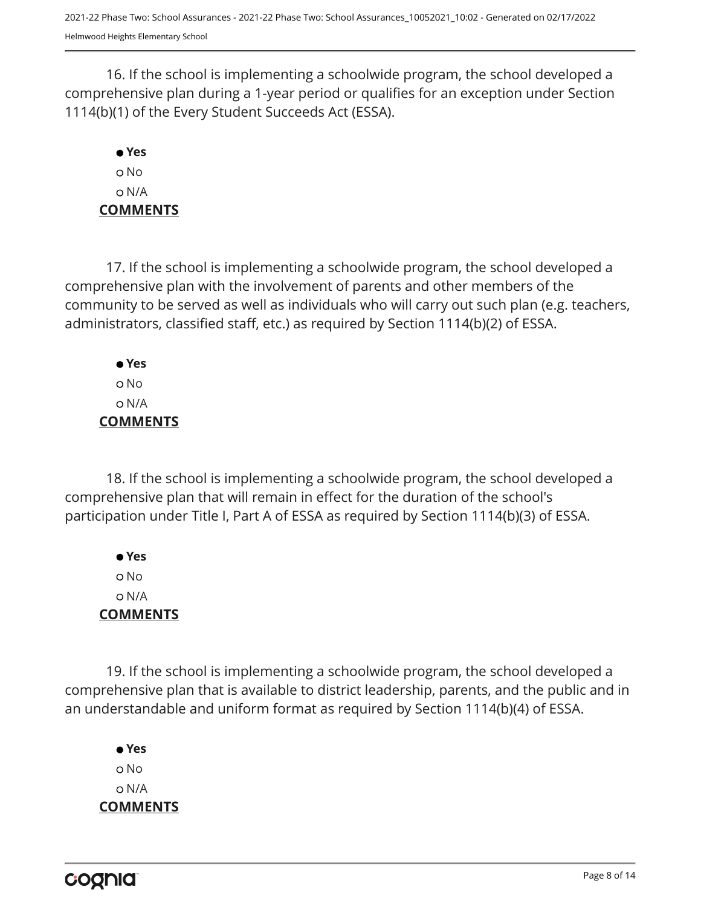16. If the school is implementing a schoolwide program, the school developed a comprehensive plan during a 1-year period or qualifies for an exception under Section 1114(b)(1) of the Every Student Succeeds Act (ESSA).

- ● **Yes**
- ○ No
- ○ N/A

**COMMENTS**

17. If the school is implementing a schoolwide program, the school developed a comprehensive plan with the involvement of parents and other members of the community to be served as well as individuals who will carry out such plan (e.g. teachers, administrators, classified staff, etc.) as required by Section 1114(b)(2) of ESSA.

- ● **Yes**
- ○ No
- ○ N/A

**COMMENTS**

18. If the school is implementing a schoolwide program, the school developed a comprehensive plan that will remain in effect for the duration of the school's participation under Title I, Part A of ESSA as required by Section 1114(b)(3) of ESSA.

- ● **Yes**
- ○ No
- ○ N/A

**COMMENTS**

19. If the school is implementing a schoolwide program, the school developed a comprehensive plan that is available to district leadership, parents, and the public and in an understandable and uniform format as required by Section 1114(b)(4) of ESSA.

- ● **Yes**
- ○ No
- ○ N/A

**COMMENTS**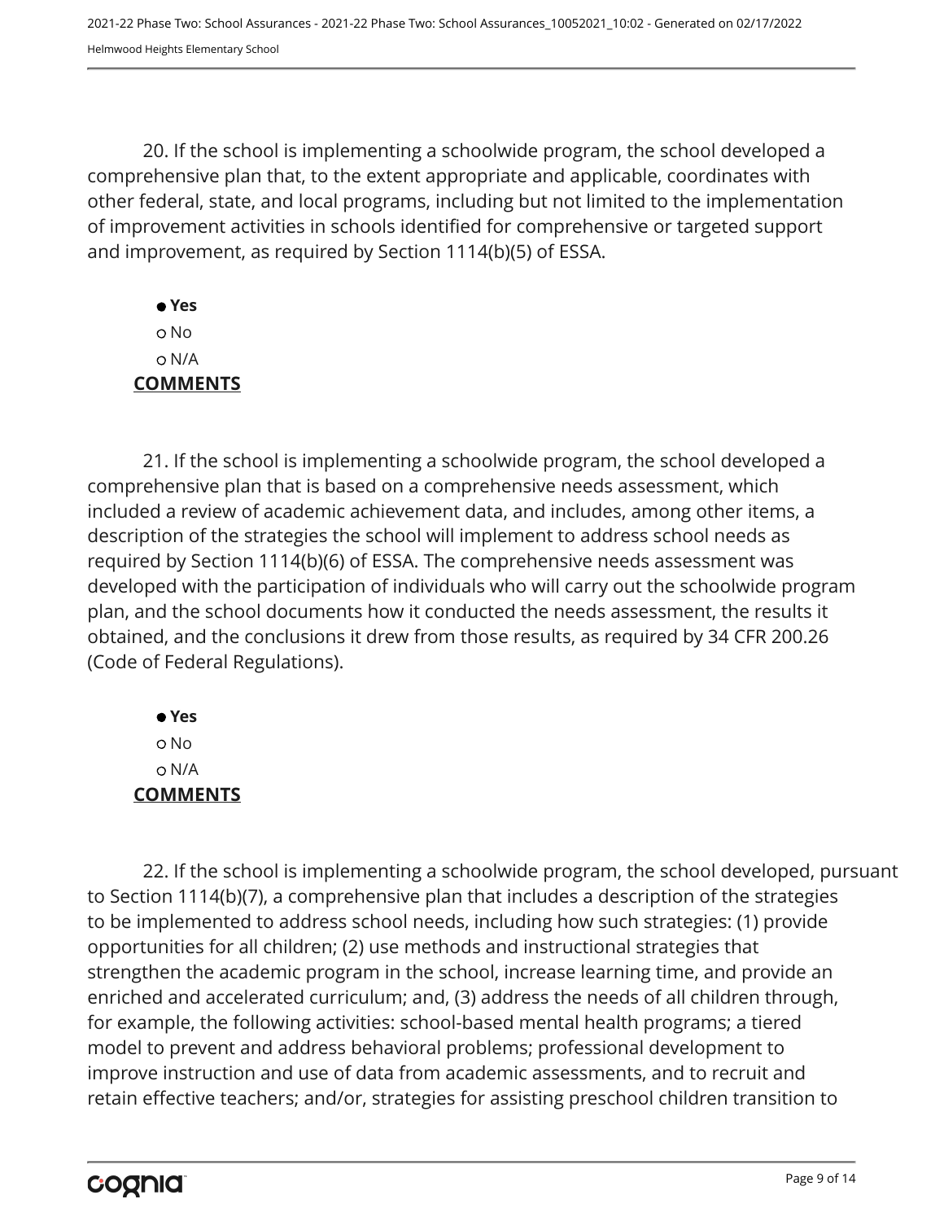20. If the school is implementing a schoolwide program, the school developed a comprehensive plan that, to the extent appropriate and applicable, coordinates with other federal, state, and local programs, including but not limited to the implementation of improvement activities in schools identified for comprehensive or targeted support and improvement, as required by Section 1114(b)(5) of ESSA.

- ● **Yes**
- ○ No
- ○ N/A

**COMMENTS**

21. If the school is implementing a schoolwide program, the school developed a comprehensive plan that is based on a comprehensive needs assessment, which included a review of academic achievement data, and includes, among other items, a description of the strategies the school will implement to address school needs as required by Section 1114(b)(6) of ESSA. The comprehensive needs assessment was developed with the participation of individuals who will carry out the schoolwide program plan, and the school documents how it conducted the needs assessment, the results it obtained, and the conclusions it drew from those results, as required by 34 CFR 200.26 (Code of Federal Regulations).

- ● **Yes**
- ○ No
- ○ N/A

**COMMENTS**

22. If the school is implementing a schoolwide program, the school developed, pursuant to Section 1114(b)(7), a comprehensive plan that includes a description of the strategies to be implemented to address school needs, including how such strategies: (1) provide opportunities for all children; (2) use methods and instructional strategies that strengthen the academic program in the school, increase learning time, and provide an enriched and accelerated curriculum; and, (3) address the needs of all children through, for example, the following activities: school-based mental health programs; a tiered model to prevent and address behavioral problems; professional development to improve instruction and use of data from academic assessments, and to recruit and retain effective teachers; and/or, strategies for assisting preschool children transition to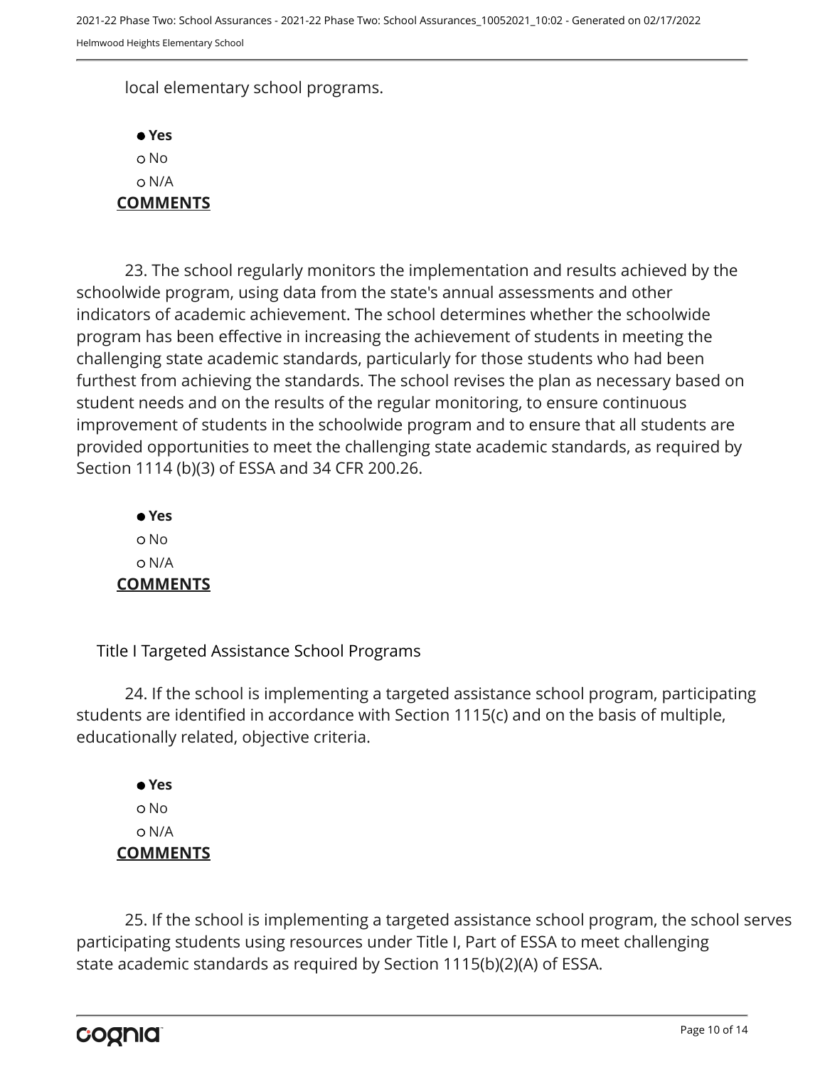local elementary school programs.

● **Yes**
○ No
○ N/A

**COMMENTS**

23. The school regularly monitors the implementation and results achieved by the schoolwide program, using data from the state's annual assessments and other indicators of academic achievement. The school determines whether the schoolwide program has been effective in increasing the achievement of students in meeting the challenging state academic standards, particularly for those students who had been furthest from achieving the standards. The school revises the plan as necessary based on student needs and on the results of the regular monitoring, to ensure continuous improvement of students in the schoolwide program and to ensure that all students are provided opportunities to meet the challenging state academic standards, as required by Section 1114 (b)(3) of ESSA and 34 CFR 200.26.

● **Yes**
○ No
○ N/A

**COMMENTS**

Title I Targeted Assistance School Programs

24. If the school is implementing a targeted assistance school program, participating students are identified in accordance with Section 1115(c) and on the basis of multiple, educationally related, objective criteria.

● **Yes**
○ No
○ N/A

**COMMENTS**

25. If the school is implementing a targeted assistance school program, the school serves participating students using resources under Title I, Part of ESSA to meet challenging state academic standards as required by Section 1115(b)(2)(A) of ESSA.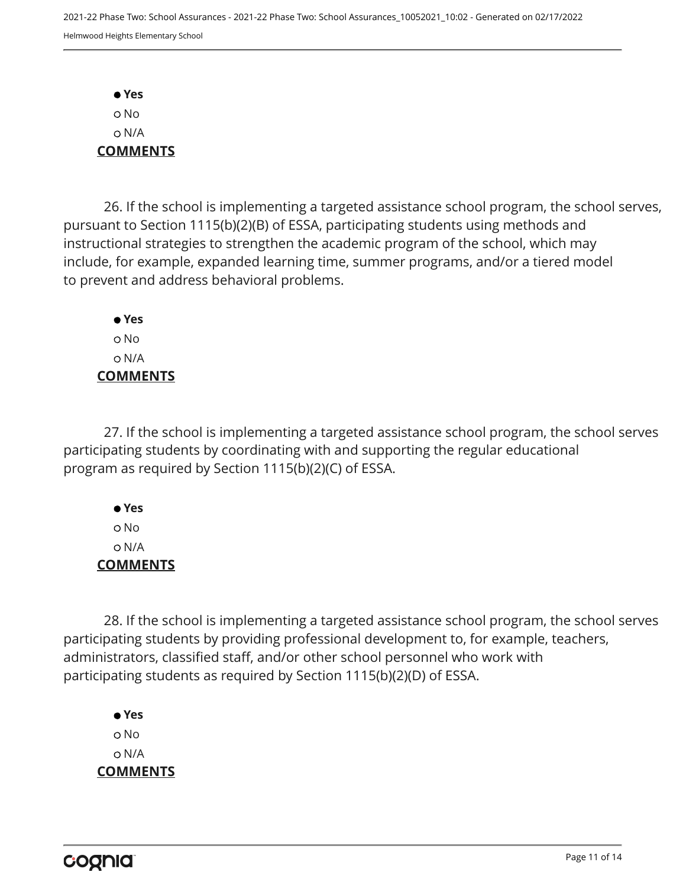- **Yes**
- No
- N/A

**COMMENTS**

26. If the school is implementing a targeted assistance school program, the school serves, pursuant to Section 1115(b)(2)(B) of ESSA, participating students using methods and instructional strategies to strengthen the academic program of the school, which may include, for example, expanded learning time, summer programs, and/or a tiered model to prevent and address behavioral problems.

- **Yes**
- No
- N/A

**COMMENTS**

27. If the school is implementing a targeted assistance school program, the school serves participating students by coordinating with and supporting the regular educational program as required by Section 1115(b)(2)(C) of ESSA.

- **Yes**
- No
- N/A

**COMMENTS**

28. If the school is implementing a targeted assistance school program, the school serves participating students by providing professional development to, for example, teachers, administrators, classified staff, and/or other school personnel who work with participating students as required by Section 1115(b)(2)(D) of ESSA.

- **Yes**
- No
- N/A

**COMMENTS**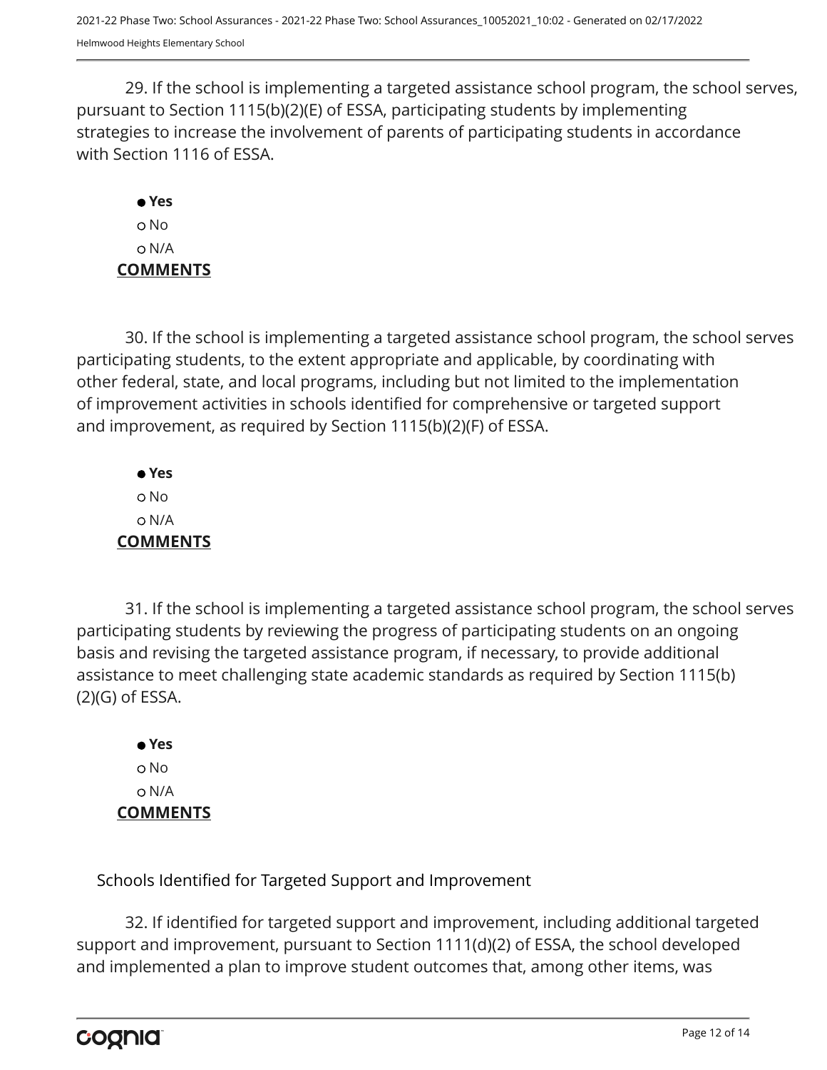29. If the school is implementing a targeted assistance school program, the school serves, pursuant to Section 1115(b)(2)(E) of ESSA, participating students by implementing strategies to increase the involvement of parents of participating students in accordance with Section 1116 of ESSA.

- ● **Yes**
- ○ No
- ○ N/A

**COMMENTS**

30. If the school is implementing a targeted assistance school program, the school serves participating students, to the extent appropriate and applicable, by coordinating with other federal, state, and local programs, including but not limited to the implementation of improvement activities in schools identified for comprehensive or targeted support and improvement, as required by Section 1115(b)(2)(F) of ESSA.

- ● **Yes**
- ○ No
- ○ N/A

**COMMENTS**

31. If the school is implementing a targeted assistance school program, the school serves participating students by reviewing the progress of participating students on an ongoing basis and revising the targeted assistance program, if necessary, to provide additional assistance to meet challenging state academic standards as required by Section 1115(b)(2)(G) of ESSA.

- ● **Yes**
- ○ No
- ○ N/A

**COMMENTS**

## Schools Identified for Targeted Support and Improvement

32. If identified for targeted support and improvement, including additional targeted support and improvement, pursuant to Section 1111(d)(2) of ESSA, the school developed and implemented a plan to improve student outcomes that, among other items, was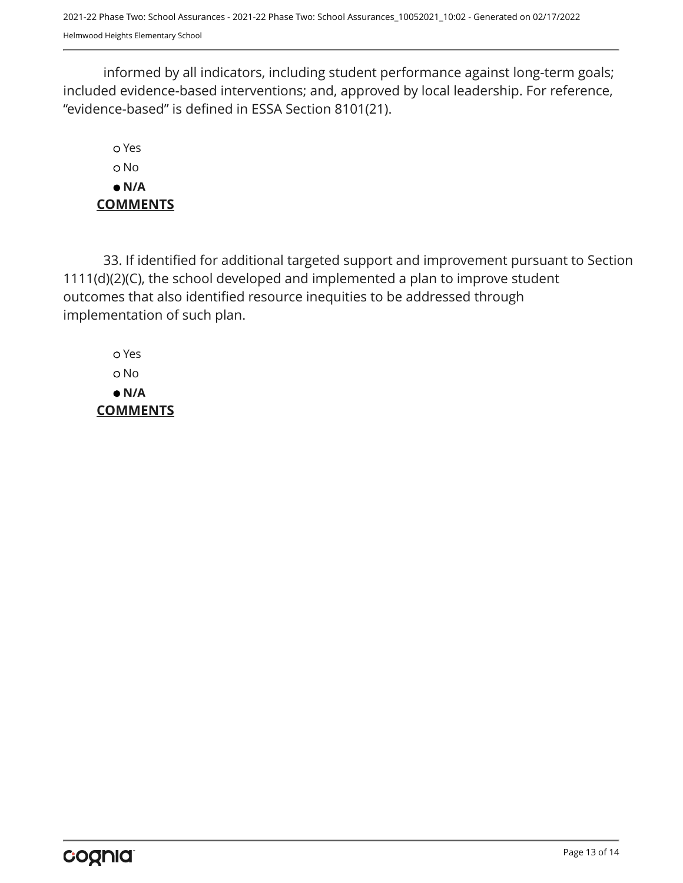informed by all indicators, including student performance against long-term goals; included evidence-based interventions; and, approved by local leadership. For reference, “evidence-based” is defined in ESSA Section 8101(21).

- ○ Yes
- ○ No
- ● **N/A**

**COMMENTS**

33. If identified for additional targeted support and improvement pursuant to Section 1111(d)(2)(C), the school developed and implemented a plan to improve student outcomes that also identified resource inequities to be addressed through implementation of such plan.

- ○ Yes
- ○ No
- ● **N/A**

**COMMENTS**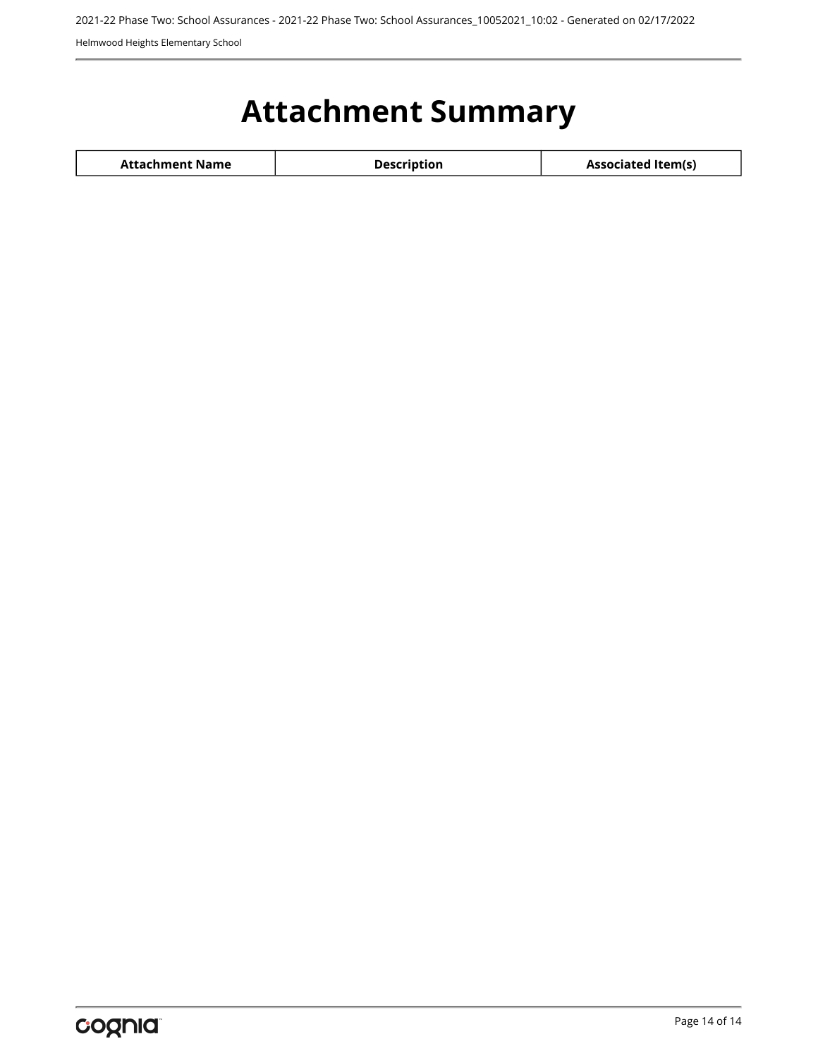# Attachment Summary

| Attachment Name | Description | Associated Item(s) |
|---|---|---|